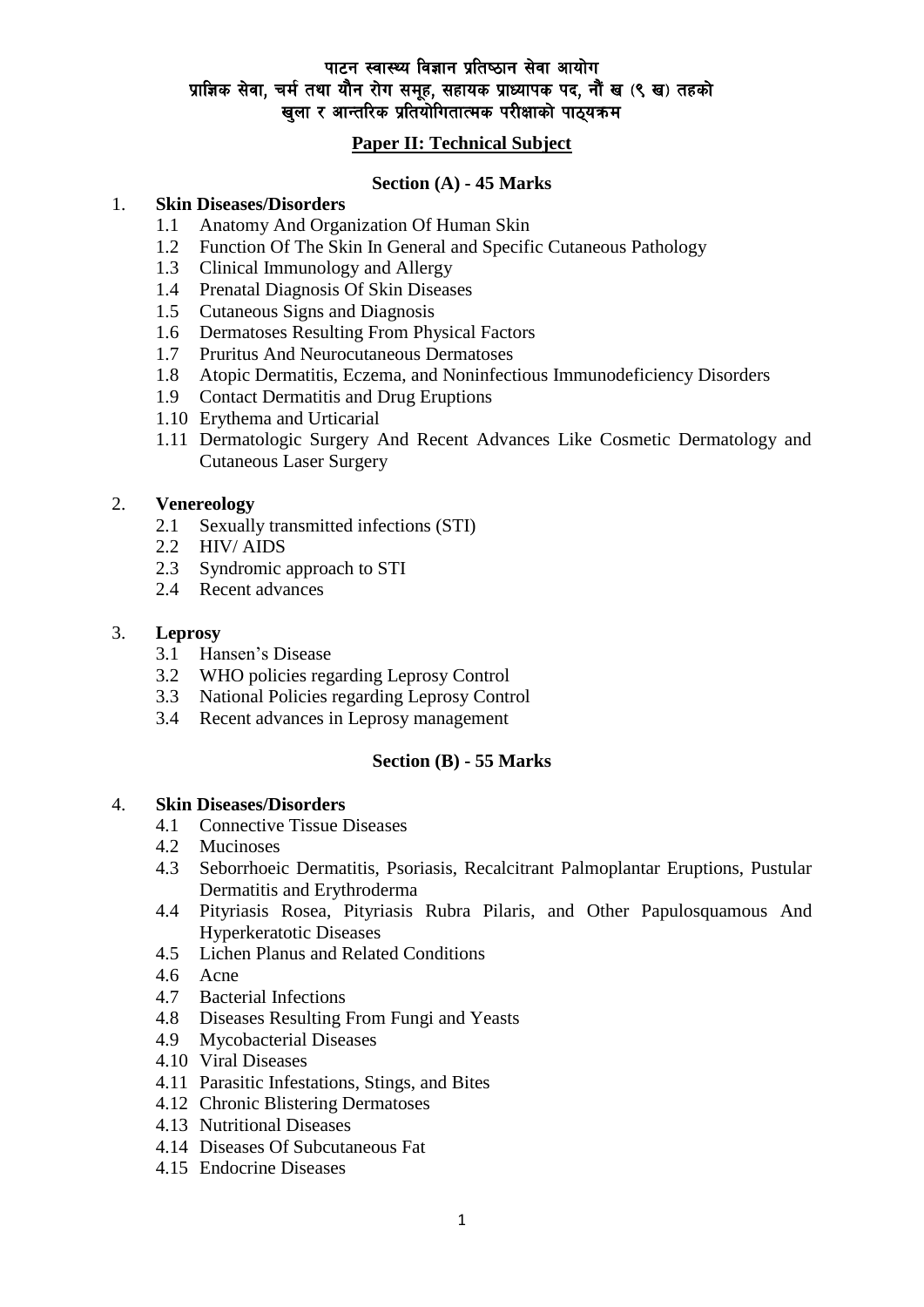# पाटन स्वास्थ्य विज्ञान प्रतिष्ठान सेवा आयोग
## प्राज्ञिक सेवा, चर्म तथा यौन रोग समूह, सहायक प्राध्यापक पद, नौं ख (९ ख) तहको
## खुला र आन्तरिक प्रतियोगितात्मक परीक्षाको पाठ्यक्रम

## Paper II: Technical Subject

### Section (A) - 45 Marks

1. **Skin Diseases/Disorders**
   - 1.1 Anatomy And Organization Of Human Skin
   - 1.2 Function Of The Skin In General and Specific Cutaneous Pathology
   - 1.3 Clinical Immunology and Allergy
   - 1.4 Prenatal Diagnosis Of Skin Diseases
   - 1.5 Cutaneous Signs and Diagnosis
   - 1.6 Dermatoses Resulting From Physical Factors
   - 1.7 Pruritus And Neurocutaneous Dermatoses
   - 1.8 Atopic Dermatitis, Eczema, and Noninfectious Immunodeficiency Disorders
   - 1.9 Contact Dermatitis and Drug Eruptions
   - 1.10 Erythema and Urticarial
   - 1.11 Dermatologic Surgery And Recent Advances Like Cosmetic Dermatology and Cutaneous Laser Surgery

2. **Venereology**
   - 2.1 Sexually transmitted infections (STI)
   - 2.2 HIV/ AIDS
   - 2.3 Syndromic approach to STI
   - 2.4 Recent advances

3. **Leprosy**
   - 3.1 Hansen's Disease
   - 3.2 WHO policies regarding Leprosy Control
   - 3.3 National Policies regarding Leprosy Control
   - 3.4 Recent advances in Leprosy management

### Section (B) - 55 Marks

4. **Skin Diseases/Disorders**
   - 4.1 Connective Tissue Diseases
   - 4.2 Mucinoses
   - 4.3 Seborrhoeic Dermatitis, Psoriasis, Recalcitrant Palmoplantar Eruptions, Pustular Dermatitis and Erythroderma
   - 4.4 Pityriasis Rosea, Pityriasis Rubra Pilaris, and Other Papulosquamous And Hyperkeratotic Diseases
   - 4.5 Lichen Planus and Related Conditions
   - 4.6 Acne
   - 4.7 Bacterial Infections
   - 4.8 Diseases Resulting From Fungi and Yeasts
   - 4.9 Mycobacterial Diseases
   - 4.10 Viral Diseases
   - 4.11 Parasitic Infestations, Stings, and Bites
   - 4.12 Chronic Blistering Dermatoses
   - 4.13 Nutritional Diseases
   - 4.14 Diseases Of Subcutaneous Fat
   - 4.15 Endocrine Diseases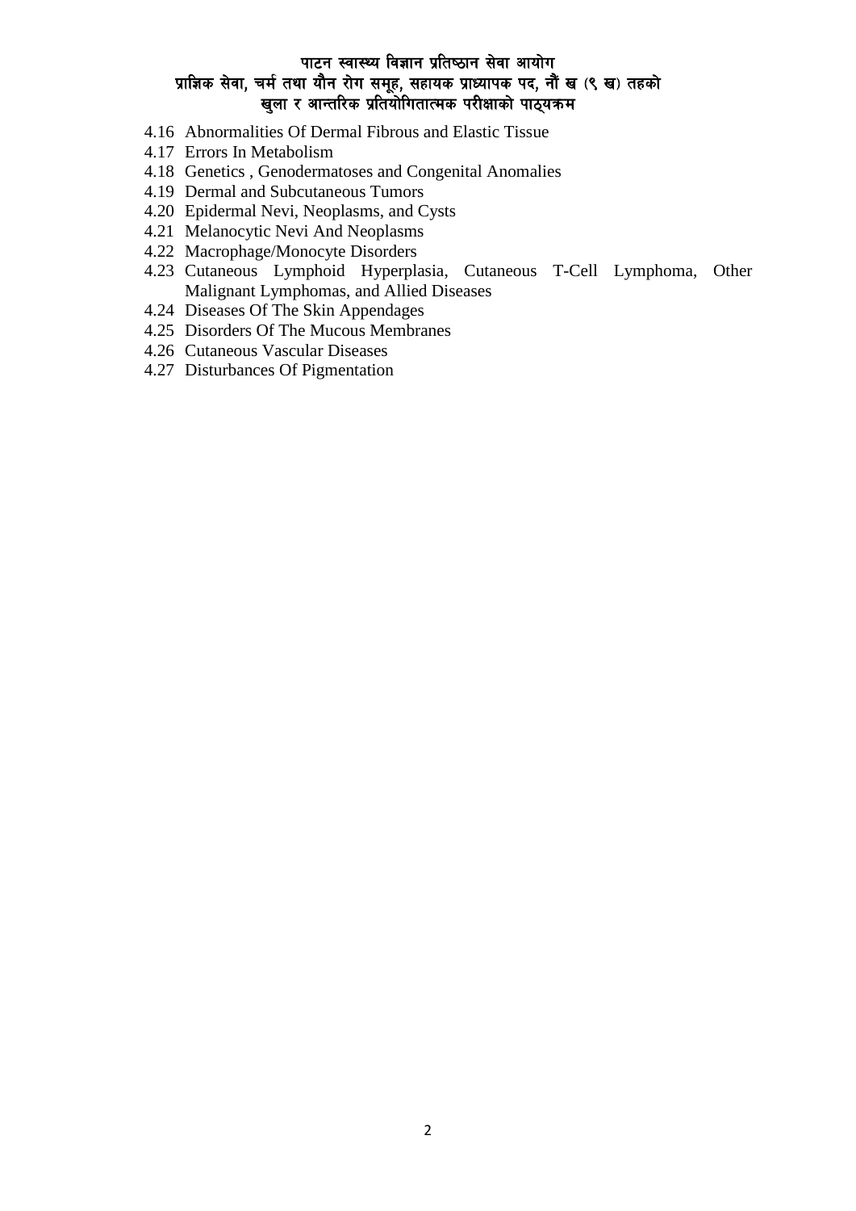4.16 Abnormalities Of Dermal Fibrous and Elastic Tissue
4.17 Errors In Metabolism
4.18 Genetics , Genodermatoses and Congenital Anomalies
4.19 Dermal and Subcutaneous Tumors
4.20 Epidermal Nevi, Neoplasms, and Cysts
4.21 Melanocytic Nevi And Neoplasms
4.22 Macrophage/Monocyte Disorders
4.23 Cutaneous Lymphoid Hyperplasia, Cutaneous T-Cell Lymphoma, Other Malignant Lymphomas, and Allied Diseases
4.24 Diseases Of The Skin Appendages
4.25 Disorders Of The Mucous Membranes
4.26 Cutaneous Vascular Diseases
4.27 Disturbances Of Pigmentation